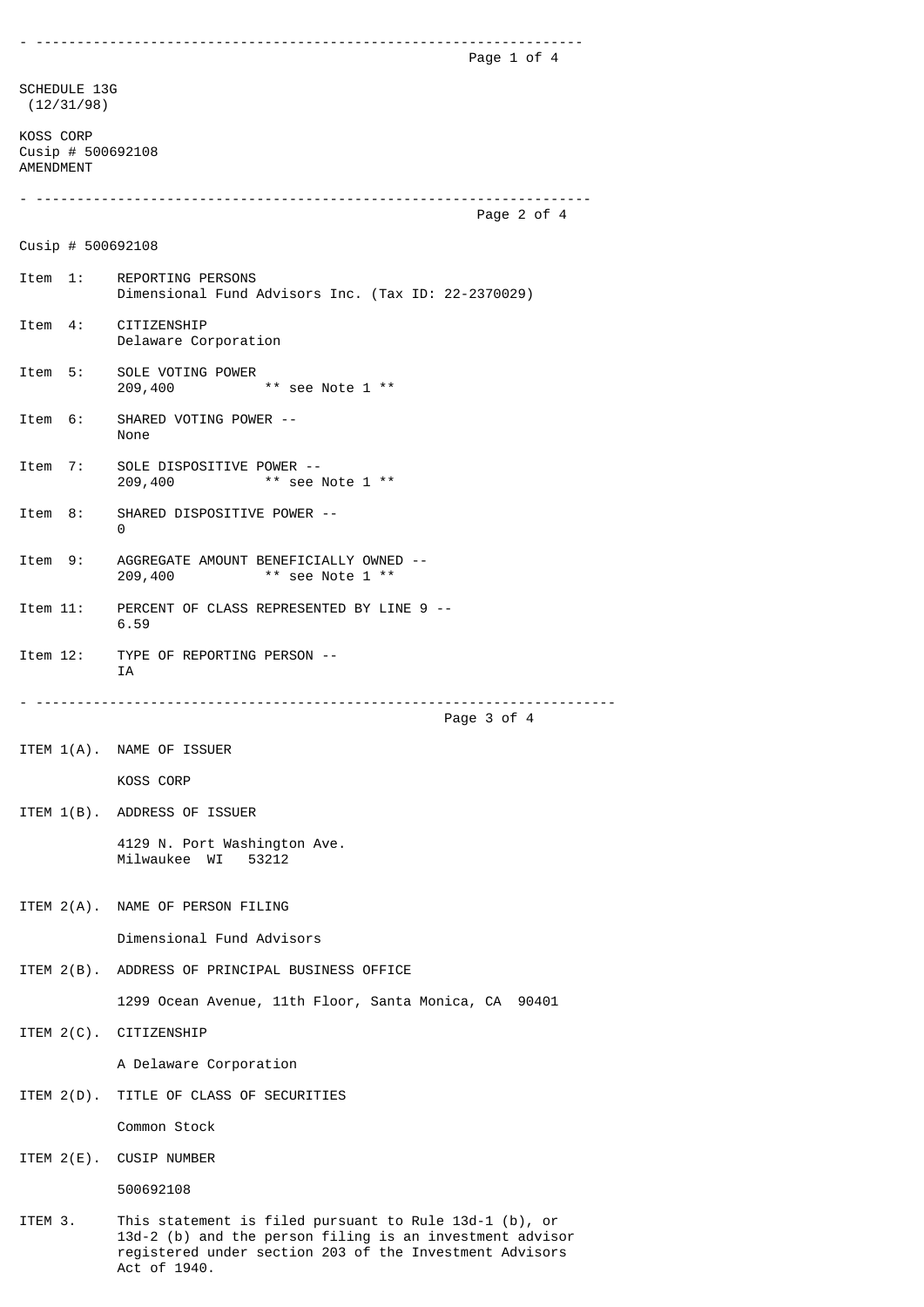SCHEDULE 13G
(12/31/98)

KOSS CORP
Cusip # 500692108
AMENDMENT

---

Cusip # 500692108

Item 1: REPORTING PERSONS
Dimensional Fund Advisors Inc. (Tax ID: 22-2370029)

Item 4: CITIZENSHIP
Delaware Corporation

Item 5: SOLE VOTING POWER
209,400 ** see Note 1 **

Item 6: SHARED VOTING POWER --
None

Item 7: SOLE DISPOSITIVE POWER --
209,400 ** see Note 1 **

Item 8: SHARED DISPOSITIVE POWER --
0

Item 9: AGGREGATE AMOUNT BENEFICIALLY OWNED --
209,400 ** see Note 1 **

Item 11: PERCENT OF CLASS REPRESENTED BY LINE 9 --
6.59

Item 12: TYPE OF REPORTING PERSON --
IA

---

ITEM 1(A). NAME OF ISSUER

KOSS CORP

ITEM 1(B). ADDRESS OF ISSUER

4129 N. Port Washington Ave.
Milwaukee WI 53212

ITEM 2(A). NAME OF PERSON FILING

Dimensional Fund Advisors

ITEM 2(B). ADDRESS OF PRINCIPAL BUSINESS OFFICE

1299 Ocean Avenue, 11th Floor, Santa Monica, CA 90401

ITEM 2(C). CITIZENSHIP

A Delaware Corporation

ITEM 2(D). TITLE OF CLASS OF SECURITIES

Common Stock

ITEM 2(E). CUSIP NUMBER

500692108

ITEM 3. This statement is filed pursuant to Rule 13d-1 (b), or 13d-2 (b) and the person filing is an investment advisor registered under section 203 of the Investment Advisors Act of 1940.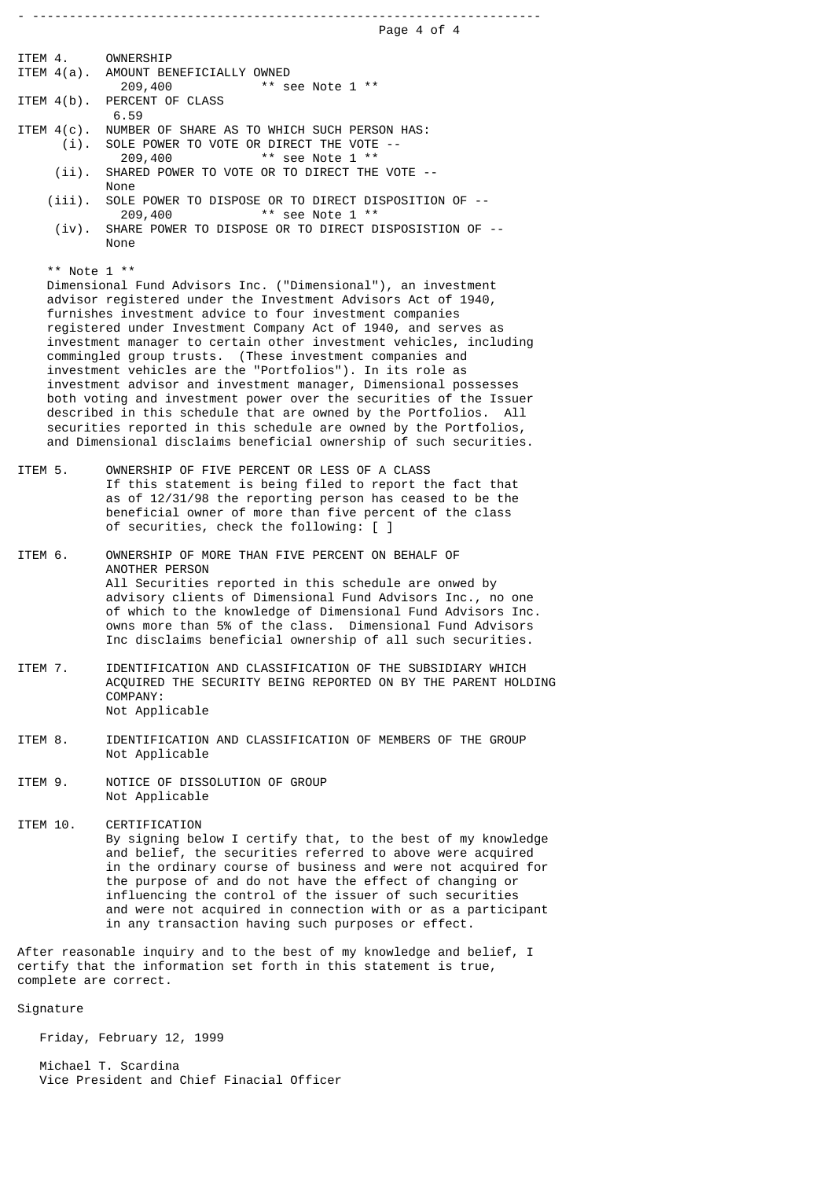ITEM 4. OWNERSHIP

ITEM 4(a). AMOUNT BENEFICIALLY OWNED
209,400 ** see Note 1 **

ITEM 4(b). PERCENT OF CLASS
6.59

ITEM 4(c). NUMBER OF SHARE AS TO WHICH SUCH PERSON HAS:

(i). SOLE POWER TO VOTE OR DIRECT THE VOTE --
209,400 ** see Note 1 **

(ii). SHARED POWER TO VOTE OR TO DIRECT THE VOTE --
None

(iii). SOLE POWER TO DISPOSE OR TO DIRECT DISPOSITION OF --
209,400 ** see Note 1 **

(iv). SHARE POWER TO DISPOSE OR TO DIRECT DISPOSISTION OF --
None

** Note 1 **
Dimensional Fund Advisors Inc. ("Dimensional"), an investment advisor registered under the Investment Advisors Act of 1940, furnishes investment advice to four investment companies registered under Investment Company Act of 1940, and serves as investment manager to certain other investment vehicles, including commingled group trusts. (These investment companies and investment vehicles are the "Portfolios"). In its role as investment advisor and investment manager, Dimensional possesses both voting and investment power over the securities of the Issuer described in this schedule that are owned by the Portfolios. All securities reported in this schedule are owned by the Portfolios, and Dimensional disclaims beneficial ownership of such securities.

ITEM 5. OWNERSHIP OF FIVE PERCENT OR LESS OF A CLASS
If this statement is being filed to report the fact that as of 12/31/98 the reporting person has ceased to be the beneficial owner of more than five percent of the class of securities, check the following: [ ]

ITEM 6. OWNERSHIP OF MORE THAN FIVE PERCENT ON BEHALF OF ANOTHER PERSON
All Securities reported in this schedule are onwed by advisory clients of Dimensional Fund Advisors Inc., no one of which to the knowledge of Dimensional Fund Advisors Inc. owns more than 5% of the class. Dimensional Fund Advisors Inc disclaims beneficial ownership of all such securities.

ITEM 7. IDENTIFICATION AND CLASSIFICATION OF THE SUBSIDIARY WHICH ACQUIRED THE SECURITY BEING REPORTED ON BY THE PARENT HOLDING COMPANY:
Not Applicable

ITEM 8. IDENTIFICATION AND CLASSIFICATION OF MEMBERS OF THE GROUP
Not Applicable

ITEM 9. NOTICE OF DISSOLUTION OF GROUP
Not Applicable

ITEM 10. CERTIFICATION
By signing below I certify that, to the best of my knowledge and belief, the securities referred to above were acquired in the ordinary course of business and were not acquired for the purpose of and do not have the effect of changing or influencing the control of the issuer of such securities and were not acquired in connection with or as a participant in any transaction having such purposes or effect.

After reasonable inquiry and to the best of my knowledge and belief, I certify that the information set forth in this statement is true, complete are correct.

Signature

Friday, February 12, 1999

Michael T. Scardina
Vice President and Chief Finacial Officer